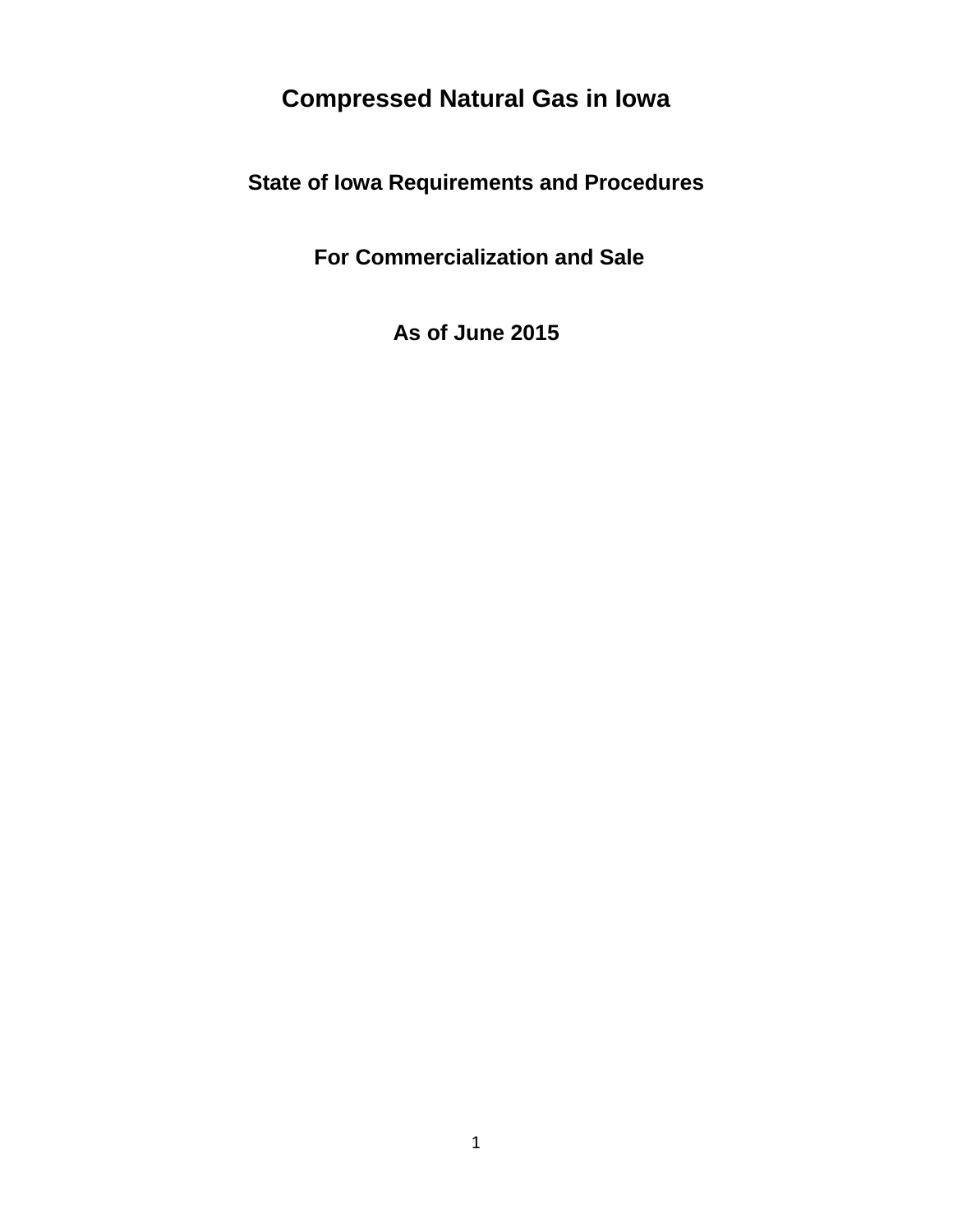# Compressed Natural Gas in Iowa

## State of Iowa Requirements and Procedures

## For Commercialization and Sale

## As of June 2015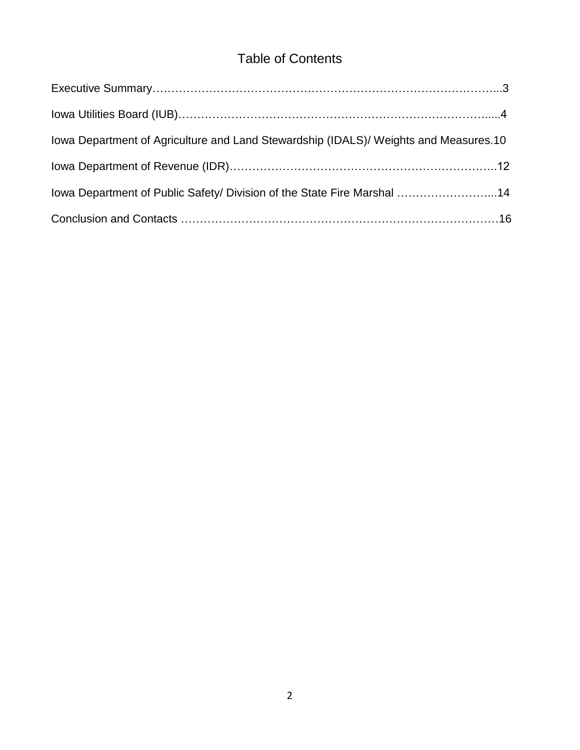# Table of Contents

Executive Summary……………………………………………………………………………...3

Iowa Utilities Board (IUB)……………………………………………………………………......4

Iowa Department of Agriculture and Land Stewardship (IDALS)/ Weights and Measures.10

Iowa Department of Revenue (IDR)……………………………………………………………..12

Iowa Department of Public Safety/ Division of the State Fire Marshal ……………………...14

Conclusion and Contacts ……………………………………………………………………………16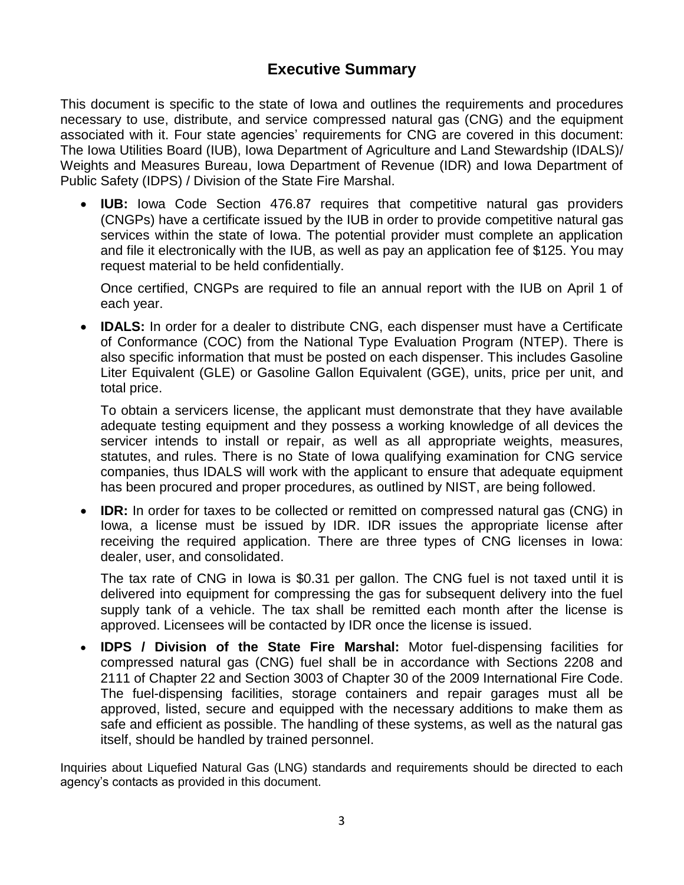# Executive Summary

This document is specific to the state of Iowa and outlines the requirements and procedures necessary to use, distribute, and service compressed natural gas (CNG) and the equipment associated with it. Four state agencies' requirements for CNG are covered in this document: The Iowa Utilities Board (IUB), Iowa Department of Agriculture and Land Stewardship (IDALS)/ Weights and Measures Bureau, Iowa Department of Revenue (IDR) and Iowa Department of Public Safety (IDPS) / Division of the State Fire Marshal.

- **IUB:** Iowa Code Section 476.87 requires that competitive natural gas providers (CNGPs) have a certificate issued by the IUB in order to provide competitive natural gas services within the state of Iowa. The potential provider must complete an application and file it electronically with the IUB, as well as pay an application fee of $125. You may request material to be held confidentially.

  Once certified, CNGPs are required to file an annual report with the IUB on April 1 of each year.

- **IDALS:** In order for a dealer to distribute CNG, each dispenser must have a Certificate of Conformance (COC) from the National Type Evaluation Program (NTEP). There is also specific information that must be posted on each dispenser. This includes Gasoline Liter Equivalent (GLE) or Gasoline Gallon Equivalent (GGE), units, price per unit, and total price.

  To obtain a servicers license, the applicant must demonstrate that they have available adequate testing equipment and they possess a working knowledge of all devices the servicer intends to install or repair, as well as all appropriate weights, measures, statutes, and rules. There is no State of Iowa qualifying examination for CNG service companies, thus IDALS will work with the applicant to ensure that adequate equipment has been procured and proper procedures, as outlined by NIST, are being followed.

- **IDR:** In order for taxes to be collected or remitted on compressed natural gas (CNG) in Iowa, a license must be issued by IDR. IDR issues the appropriate license after receiving the required application. There are three types of CNG licenses in Iowa: dealer, user, and consolidated.

  The tax rate of CNG in Iowa is $0.31 per gallon. The CNG fuel is not taxed until it is delivered into equipment for compressing the gas for subsequent delivery into the fuel supply tank of a vehicle. The tax shall be remitted each month after the license is approved. Licensees will be contacted by IDR once the license is issued.

- **IDPS / Division of the State Fire Marshal:** Motor fuel-dispensing facilities for compressed natural gas (CNG) fuel shall be in accordance with Sections 2208 and 2111 of Chapter 22 and Section 3003 of Chapter 30 of the 2009 International Fire Code. The fuel-dispensing facilities, storage containers and repair garages must all be approved, listed, secure and equipped with the necessary additions to make them as safe and efficient as possible. The handling of these systems, as well as the natural gas itself, should be handled by trained personnel.

Inquiries about Liquefied Natural Gas (LNG) standards and requirements should be directed to each agency's contacts as provided in this document.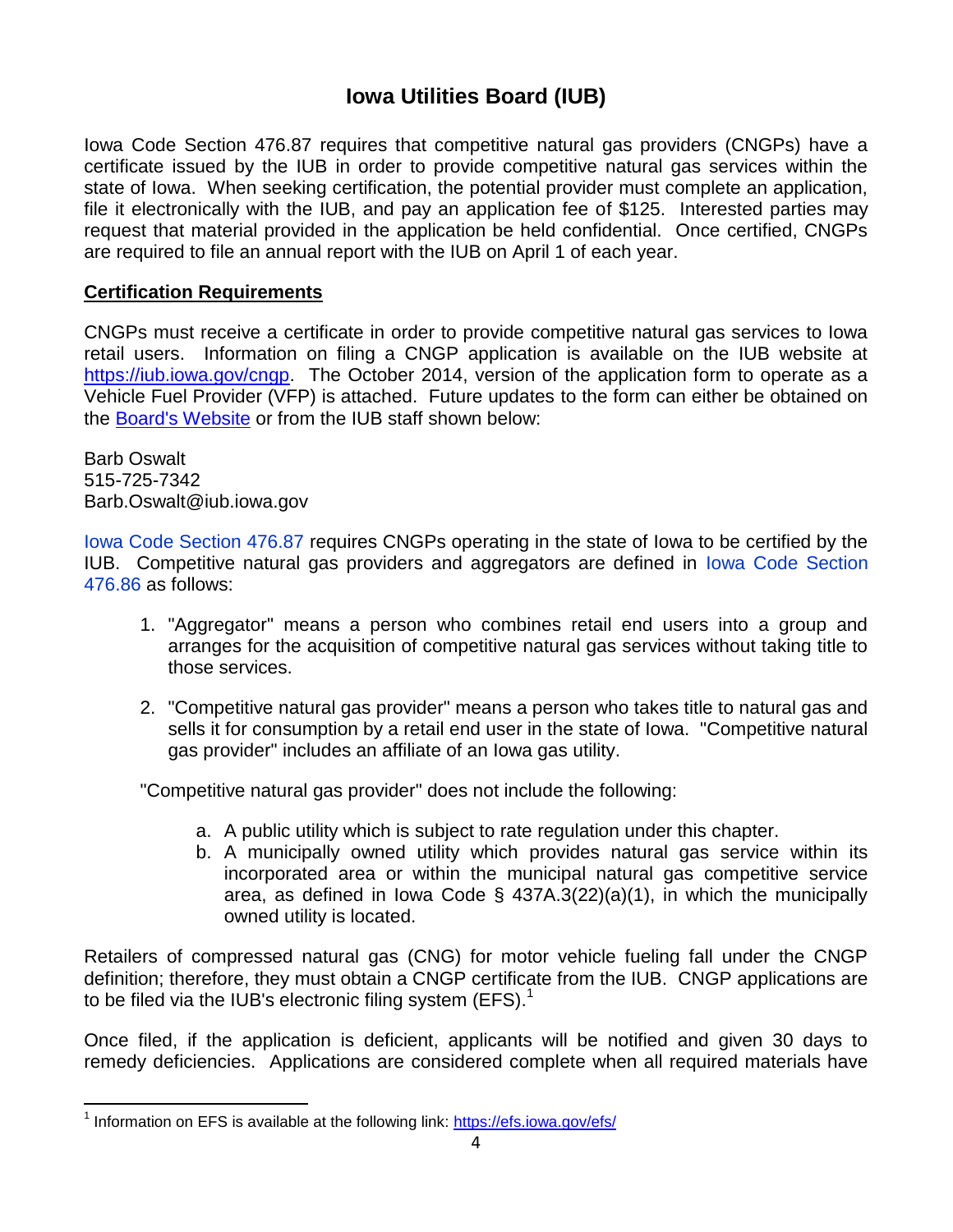# Iowa Utilities Board (IUB)

Iowa Code Section 476.87 requires that competitive natural gas providers (CNGPs) have a certificate issued by the IUB in order to provide competitive natural gas services within the state of Iowa. When seeking certification, the potential provider must complete an application, file it electronically with the IUB, and pay an application fee of $125. Interested parties may request that material provided in the application be held confidential. Once certified, CNGPs are required to file an annual report with the IUB on April 1 of each year.

## Certification Requirements

CNGPs must receive a certificate in order to provide competitive natural gas services to Iowa retail users. Information on filing a CNGP application is available on the IUB website at https://iub.iowa.gov/cngp. The October 2014, version of the application form to operate as a Vehicle Fuel Provider (VFP) is attached. Future updates to the form can either be obtained on the Board's Website or from the IUB staff shown below:

Barb Oswalt
515-725-7342
Barb.Oswalt@iub.iowa.gov

Iowa Code Section 476.87 requires CNGPs operating in the state of Iowa to be certified by the IUB. Competitive natural gas providers and aggregators are defined in Iowa Code Section 476.86 as follows:

1. "Aggregator" means a person who combines retail end users into a group and arranges for the acquisition of competitive natural gas services without taking title to those services.

2. "Competitive natural gas provider" means a person who takes title to natural gas and sells it for consumption by a retail end user in the state of Iowa. "Competitive natural gas provider" includes an affiliate of an Iowa gas utility.

"Competitive natural gas provider" does not include the following:

a. A public utility which is subject to rate regulation under this chapter.
b. A municipally owned utility which provides natural gas service within its incorporated area or within the municipal natural gas competitive service area, as defined in Iowa Code § 437A.3(22)(a)(1), in which the municipally owned utility is located.

Retailers of compressed natural gas (CNG) for motor vehicle fueling fall under the CNGP definition; therefore, they must obtain a CNGP certificate from the IUB. CNGP applications are to be filed via the IUB's electronic filing system (EFS).[1]

Once filed, if the application is deficient, applicants will be notified and given 30 days to remedy deficiencies. Applications are considered complete when all required materials have

[1] Information on EFS is available at the following link: https://efs.iowa.gov/efs/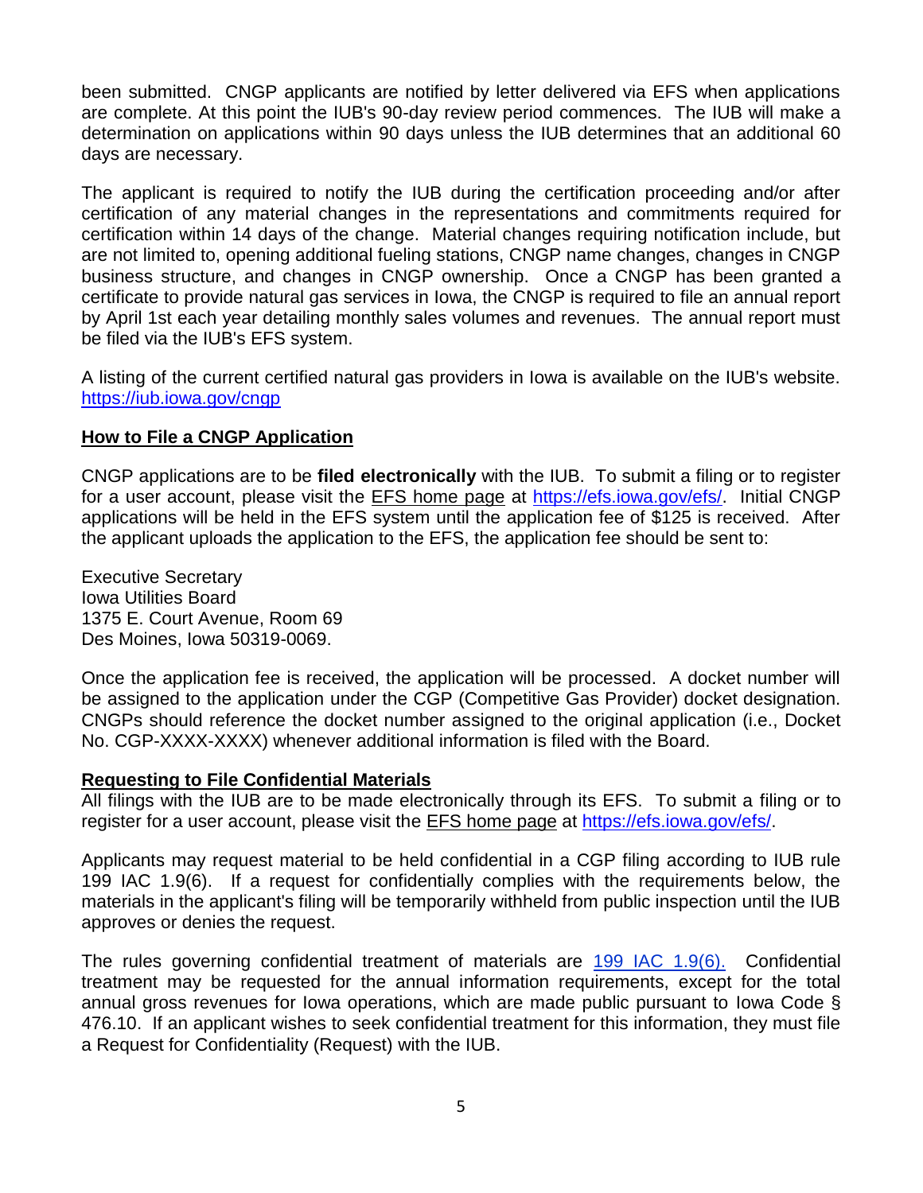been submitted. CNGP applicants are notified by letter delivered via EFS when applications are complete. At this point the IUB's 90-day review period commences. The IUB will make a determination on applications within 90 days unless the IUB determines that an additional 60 days are necessary.

The applicant is required to notify the IUB during the certification proceeding and/or after certification of any material changes in the representations and commitments required for certification within 14 days of the change. Material changes requiring notification include, but are not limited to, opening additional fueling stations, CNGP name changes, changes in CNGP business structure, and changes in CNGP ownership. Once a CNGP has been granted a certificate to provide natural gas services in Iowa, the CNGP is required to file an annual report by April 1st each year detailing monthly sales volumes and revenues. The annual report must be filed via the IUB's EFS system.

A listing of the current certified natural gas providers in Iowa is available on the IUB's website. https://iub.iowa.gov/cngp

## How to File a CNGP Application

CNGP applications are to be **filed electronically** with the IUB. To submit a filing or to register for a user account, please visit the EFS home page at https://efs.iowa.gov/efs/. Initial CNGP applications will be held in the EFS system until the application fee of $125 is received. After the applicant uploads the application to the EFS, the application fee should be sent to:

Executive Secretary
Iowa Utilities Board
1375 E. Court Avenue, Room 69
Des Moines, Iowa 50319-0069.

Once the application fee is received, the application will be processed. A docket number will be assigned to the application under the CGP (Competitive Gas Provider) docket designation. CNGPs should reference the docket number assigned to the original application (i.e., Docket No. CGP-XXXX-XXXX) whenever additional information is filed with the Board.

## Requesting to File Confidential Materials

All filings with the IUB are to be made electronically through its EFS. To submit a filing or to register for a user account, please visit the EFS home page at https://efs.iowa.gov/efs/.

Applicants may request material to be held confidential in a CGP filing according to IUB rule 199 IAC 1.9(6). If a request for confidentially complies with the requirements below, the materials in the applicant's filing will be temporarily withheld from public inspection until the IUB approves or denies the request.

The rules governing confidential treatment of materials are 199 IAC 1.9(6). Confidential treatment may be requested for the annual information requirements, except for the total annual gross revenues for Iowa operations, which are made public pursuant to Iowa Code § 476.10. If an applicant wishes to seek confidential treatment for this information, they must file a Request for Confidentiality (Request) with the IUB.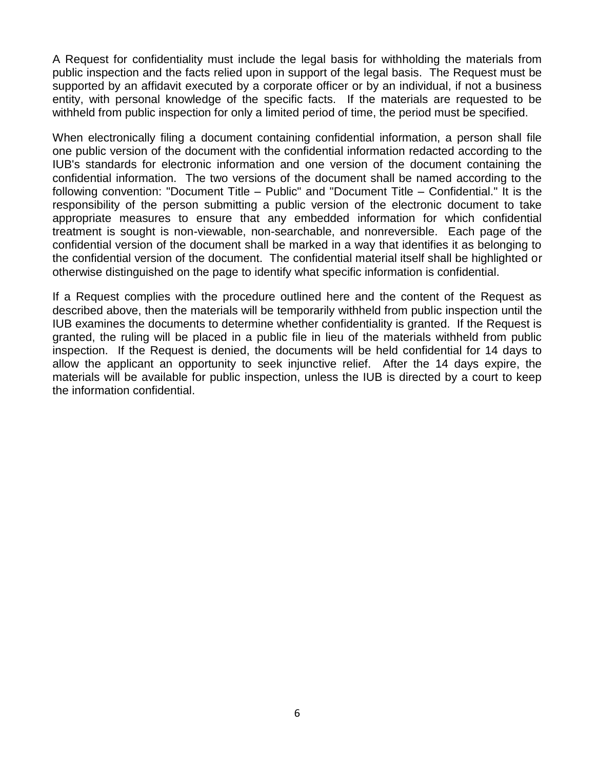A Request for confidentiality must include the legal basis for withholding the materials from public inspection and the facts relied upon in support of the legal basis. The Request must be supported by an affidavit executed by a corporate officer or by an individual, if not a business entity, with personal knowledge of the specific facts. If the materials are requested to be withheld from public inspection for only a limited period of time, the period must be specified.

When electronically filing a document containing confidential information, a person shall file one public version of the document with the confidential information redacted according to the IUB's standards for electronic information and one version of the document containing the confidential information. The two versions of the document shall be named according to the following convention: "Document Title – Public" and "Document Title – Confidential." It is the responsibility of the person submitting a public version of the electronic document to take appropriate measures to ensure that any embedded information for which confidential treatment is sought is non-viewable, non-searchable, and nonreversible. Each page of the confidential version of the document shall be marked in a way that identifies it as belonging to the confidential version of the document. The confidential material itself shall be highlighted or otherwise distinguished on the page to identify what specific information is confidential.

If a Request complies with the procedure outlined here and the content of the Request as described above, then the materials will be temporarily withheld from public inspection until the IUB examines the documents to determine whether confidentiality is granted. If the Request is granted, the ruling will be placed in a public file in lieu of the materials withheld from public inspection. If the Request is denied, the documents will be held confidential for 14 days to allow the applicant an opportunity to seek injunctive relief. After the 14 days expire, the materials will be available for public inspection, unless the IUB is directed by a court to keep the information confidential.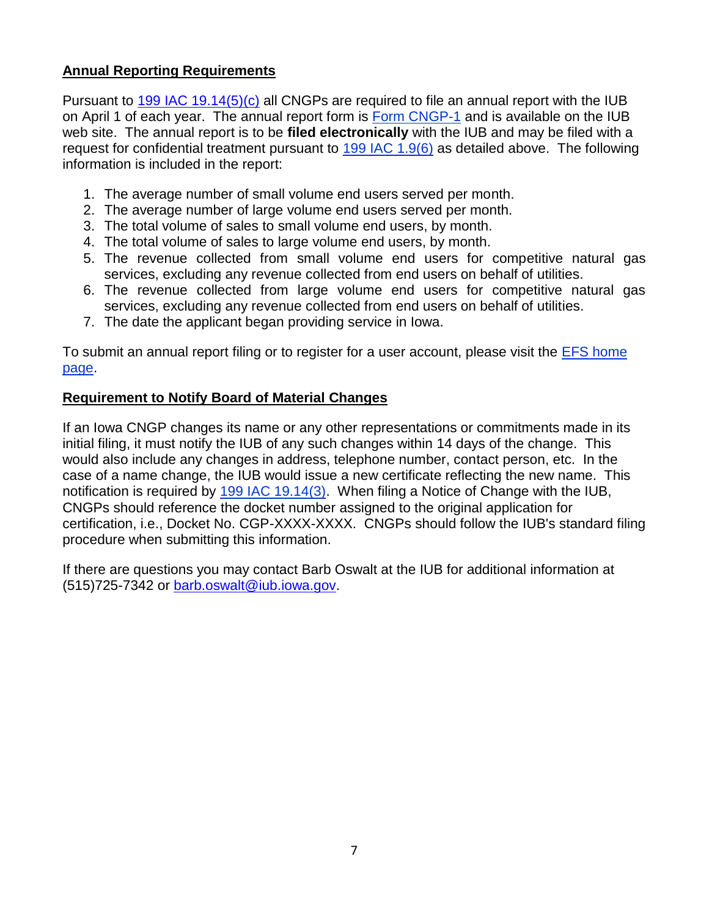**Annual Reporting Requirements**

Pursuant to 199 IAC 19.14(5)(c) all CNGPs are required to file an annual report with the IUB on April 1 of each year. The annual report form is Form CNGP-1 and is available on the IUB web site. The annual report is to be **filed electronically** with the IUB and may be filed with a request for confidential treatment pursuant to 199 IAC 1.9(6) as detailed above. The following information is included in the report:

1. The average number of small volume end users served per month.
2. The average number of large volume end users served per month.
3. The total volume of sales to small volume end users, by month.
4. The total volume of sales to large volume end users, by month.
5. The revenue collected from small volume end users for competitive natural gas services, excluding any revenue collected from end users on behalf of utilities.
6. The revenue collected from large volume end users for competitive natural gas services, excluding any revenue collected from end users on behalf of utilities.
7. The date the applicant began providing service in Iowa.

To submit an annual report filing or to register for a user account, please visit the EFS home page.

**Requirement to Notify Board of Material Changes**

If an Iowa CNGP changes its name or any other representations or commitments made in its initial filing, it must notify the IUB of any such changes within 14 days of the change. This would also include any changes in address, telephone number, contact person, etc. In the case of a name change, the IUB would issue a new certificate reflecting the new name. This notification is required by 199 IAC 19.14(3). When filing a Notice of Change with the IUB, CNGPs should reference the docket number assigned to the original application for certification, i.e., Docket No. CGP-XXXX-XXXX. CNGPs should follow the IUB's standard filing procedure when submitting this information.

If there are questions you may contact Barb Oswalt at the IUB for additional information at (515)725-7342 or barb.oswalt@iub.iowa.gov.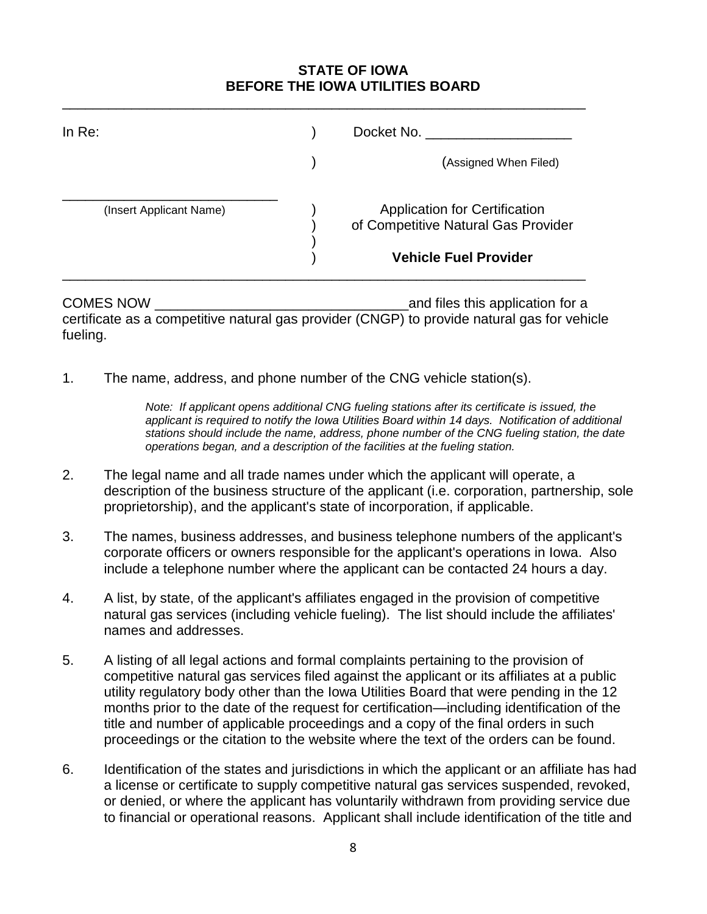**STATE OF IOWA**
**BEFORE THE IOWA UTILITIES BOARD**

| In Re: | ) | Docket No. ___________________ |
|---|---|---|
| | ) | (Assigned When Filed) |
| ____________________________ (Insert Applicant Name) | ) ) ) ) | Application for Certification of Competitive Natural Gas Provider **Vehicle Fuel Provider** |

COMES NOW ________________________________and files this application for a certificate as a competitive natural gas provider (CNGP) to provide natural gas for vehicle fueling.

1. The name, address, and phone number of the CNG vehicle station(s).

   *Note: If applicant opens additional CNG fueling stations after its certificate is issued, the applicant is required to notify the Iowa Utilities Board within 14 days. Notification of additional stations should include the name, address, phone number of the CNG fueling station, the date operations began, and a description of the facilities at the fueling station.*

2. The legal name and all trade names under which the applicant will operate, a description of the business structure of the applicant (i.e. corporation, partnership, sole proprietorship), and the applicant's state of incorporation, if applicable.

3. The names, business addresses, and business telephone numbers of the applicant's corporate officers or owners responsible for the applicant's operations in Iowa. Also include a telephone number where the applicant can be contacted 24 hours a day.

4. A list, by state, of the applicant's affiliates engaged in the provision of competitive natural gas services (including vehicle fueling). The list should include the affiliates' names and addresses.

5. A listing of all legal actions and formal complaints pertaining to the provision of competitive natural gas services filed against the applicant or its affiliates at a public utility regulatory body other than the Iowa Utilities Board that were pending in the 12 months prior to the date of the request for certification—including identification of the title and number of applicable proceedings and a copy of the final orders in such proceedings or the citation to the website where the text of the orders can be found.

6. Identification of the states and jurisdictions in which the applicant or an affiliate has had a license or certificate to supply competitive natural gas services suspended, revoked, or denied, or where the applicant has voluntarily withdrawn from providing service due to financial or operational reasons. Applicant shall include identification of the title and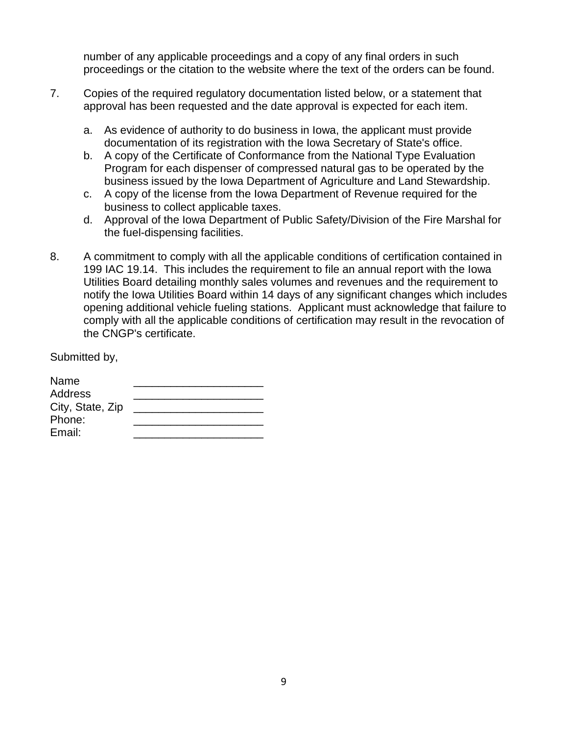number of any applicable proceedings and a copy of any final orders in such proceedings or the citation to the website where the text of the orders can be found.

7. Copies of the required regulatory documentation listed below, or a statement that approval has been requested and the date approval is expected for each item.

   a. As evidence of authority to do business in Iowa, the applicant must provide documentation of its registration with the Iowa Secretary of State's office.
   b. A copy of the Certificate of Conformance from the National Type Evaluation Program for each dispenser of compressed natural gas to be operated by the business issued by the Iowa Department of Agriculture and Land Stewardship.
   c. A copy of the license from the Iowa Department of Revenue required for the business to collect applicable taxes.
   d. Approval of the Iowa Department of Public Safety/Division of the Fire Marshal for the fuel-dispensing facilities.

8. A commitment to comply with all the applicable conditions of certification contained in 199 IAC 19.14. This includes the requirement to file an annual report with the Iowa Utilities Board detailing monthly sales volumes and revenues and the requirement to notify the Iowa Utilities Board within 14 days of any significant changes which includes opening additional vehicle fueling stations. Applicant must acknowledge that failure to comply with all the applicable conditions of certification may result in the revocation of the CNGP's certificate.

Submitted by,

Name _____________________
Address _____________________
City, State, Zip _____________________
Phone: _____________________
Email: _____________________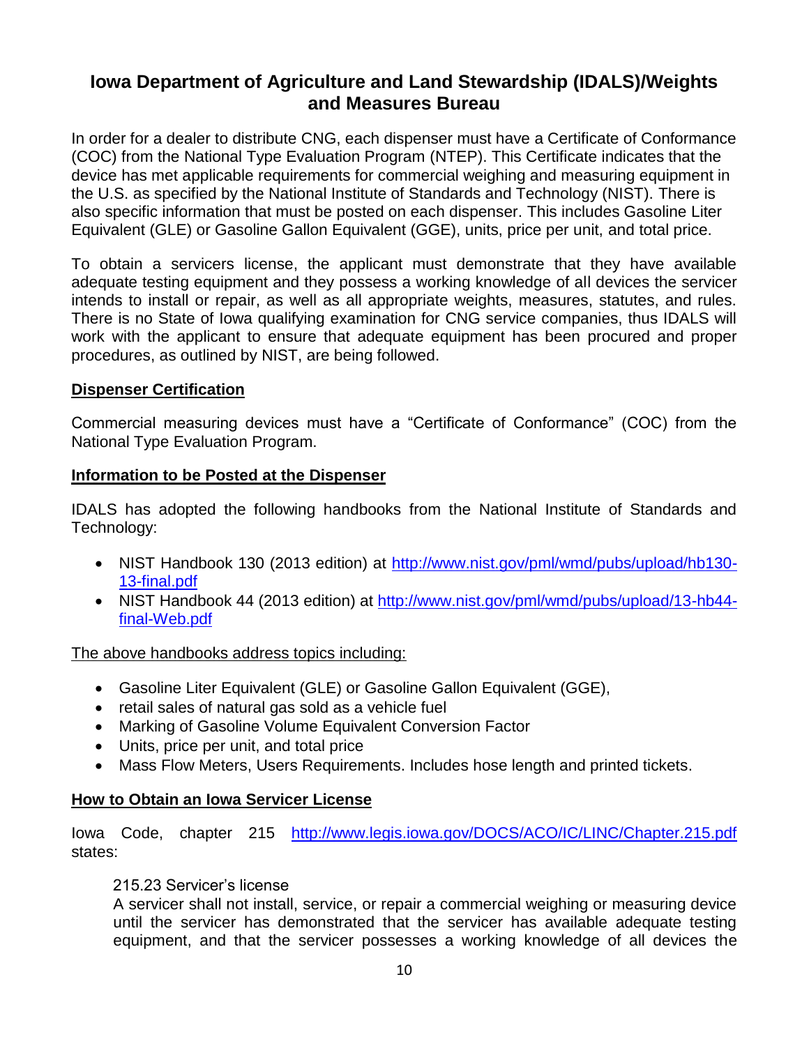## Iowa Department of Agriculture and Land Stewardship (IDALS)/Weights and Measures Bureau

In order for a dealer to distribute CNG, each dispenser must have a Certificate of Conformance (COC) from the National Type Evaluation Program (NTEP). This Certificate indicates that the device has met applicable requirements for commercial weighing and measuring equipment in the U.S. as specified by the National Institute of Standards and Technology (NIST). There is also specific information that must be posted on each dispenser. This includes Gasoline Liter Equivalent (GLE) or Gasoline Gallon Equivalent (GGE), units, price per unit, and total price.

To obtain a servicers license, the applicant must demonstrate that they have available adequate testing equipment and they possess a working knowledge of all devices the servicer intends to install or repair, as well as all appropriate weights, measures, statutes, and rules. There is no State of Iowa qualifying examination for CNG service companies, thus IDALS will work with the applicant to ensure that adequate equipment has been procured and proper procedures, as outlined by NIST, are being followed.

**Dispenser Certification**

Commercial measuring devices must have a "Certificate of Conformance" (COC) from the National Type Evaluation Program.

**Information to be Posted at the Dispenser**

IDALS has adopted the following handbooks from the National Institute of Standards and Technology:

- NIST Handbook 130 (2013 edition) at http://www.nist.gov/pml/wmd/pubs/upload/hb130-13-final.pdf
- NIST Handbook 44 (2013 edition) at http://www.nist.gov/pml/wmd/pubs/upload/13-hb44-final-Web.pdf

The above handbooks address topics including:

- Gasoline Liter Equivalent (GLE) or Gasoline Gallon Equivalent (GGE),
- retail sales of natural gas sold as a vehicle fuel
- Marking of Gasoline Volume Equivalent Conversion Factor
- Units, price per unit, and total price
- Mass Flow Meters, Users Requirements. Includes hose length and printed tickets.

**How to Obtain an Iowa Servicer License**

Iowa Code, chapter 215 http://www.legis.iowa.gov/DOCS/ACO/IC/LINC/Chapter.215.pdf states:

> 215.23 Servicer's license
> A servicer shall not install, service, or repair a commercial weighing or measuring device until the servicer has demonstrated that the servicer has available adequate testing equipment, and that the servicer possesses a working knowledge of all devices the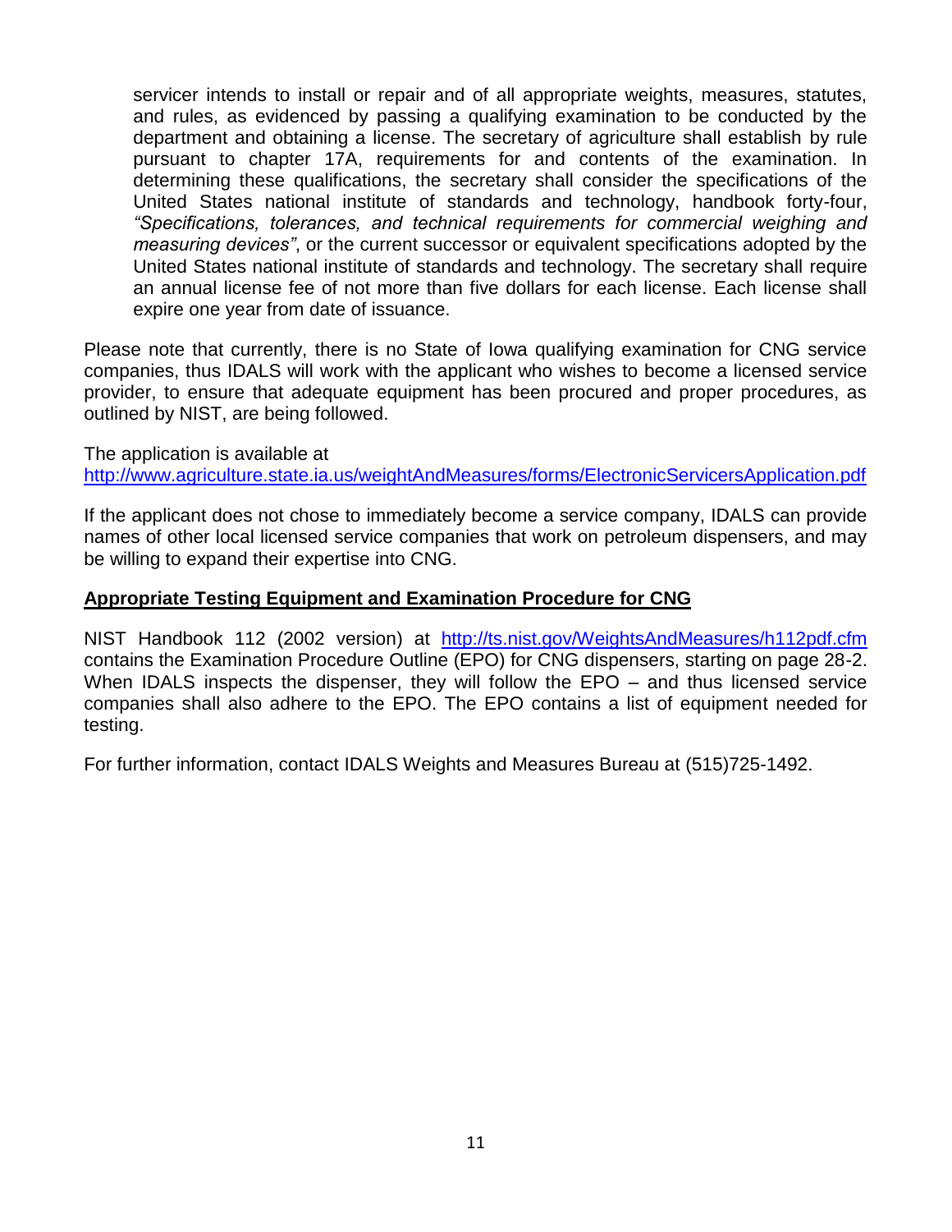> servicer intends to install or repair and of all appropriate weights, measures, statutes, and rules, as evidenced by passing a qualifying examination to be conducted by the department and obtaining a license. The secretary of agriculture shall establish by rule pursuant to chapter 17A, requirements for and contents of the examination. In determining these qualifications, the secretary shall consider the specifications of the United States national institute of standards and technology, handbook forty-four, *"Specifications, tolerances, and technical requirements for commercial weighing and measuring devices"*, or the current successor or equivalent specifications adopted by the United States national institute of standards and technology. The secretary shall require an annual license fee of not more than five dollars for each license. Each license shall expire one year from date of issuance.

Please note that currently, there is no State of Iowa qualifying examination for CNG service companies, thus IDALS will work with the applicant who wishes to become a licensed service provider, to ensure that adequate equipment has been procured and proper procedures, as outlined by NIST, are being followed.

The application is available at
http://www.agriculture.state.ia.us/weightAndMeasures/forms/ElectronicServicersApplication.pdf

If the applicant does not chose to immediately become a service company, IDALS can provide names of other local licensed service companies that work on petroleum dispensers, and may be willing to expand their expertise into CNG.

**Appropriate Testing Equipment and Examination Procedure for CNG**

NIST Handbook 112 (2002 version) at http://ts.nist.gov/WeightsAndMeasures/h112pdf.cfm contains the Examination Procedure Outline (EPO) for CNG dispensers, starting on page 28-2. When IDALS inspects the dispenser, they will follow the EPO – and thus licensed service companies shall also adhere to the EPO. The EPO contains a list of equipment needed for testing.

For further information, contact IDALS Weights and Measures Bureau at (515)725-1492.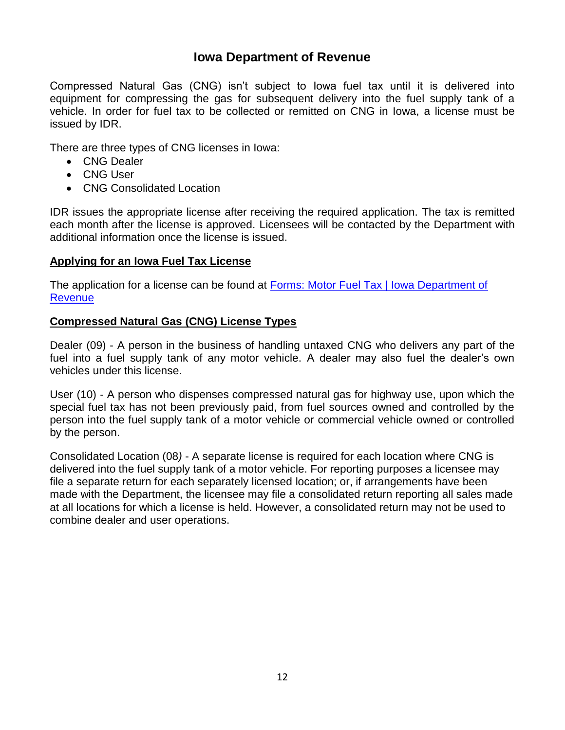## Iowa Department of Revenue

Compressed Natural Gas (CNG) isn't subject to Iowa fuel tax until it is delivered into equipment for compressing the gas for subsequent delivery into the fuel supply tank of a vehicle. In order for fuel tax to be collected or remitted on CNG in Iowa, a license must be issued by IDR.

There are three types of CNG licenses in Iowa:

- CNG Dealer
- CNG User
- CNG Consolidated Location

IDR issues the appropriate license after receiving the required application. The tax is remitted each month after the license is approved. Licensees will be contacted by the Department with additional information once the license is issued.

**Applying for an Iowa Fuel Tax License**

The application for a license can be found at [Forms: Motor Fuel Tax | Iowa Department of Revenue]()

**Compressed Natural Gas (CNG) License Types**

Dealer (09) - A person in the business of handling untaxed CNG who delivers any part of the fuel into a fuel supply tank of any motor vehicle. A dealer may also fuel the dealer's own vehicles under this license.

User (10) - A person who dispenses compressed natural gas for highway use, upon which the special fuel tax has not been previously paid, from fuel sources owned and controlled by the person into the fuel supply tank of a motor vehicle or commercial vehicle owned or controlled by the person.

Consolidated Location (08) - A separate license is required for each location where CNG is delivered into the fuel supply tank of a motor vehicle. For reporting purposes a licensee may file a separate return for each separately licensed location; or, if arrangements have been made with the Department, the licensee may file a consolidated return reporting all sales made at all locations for which a license is held. However, a consolidated return may not be used to combine dealer and user operations.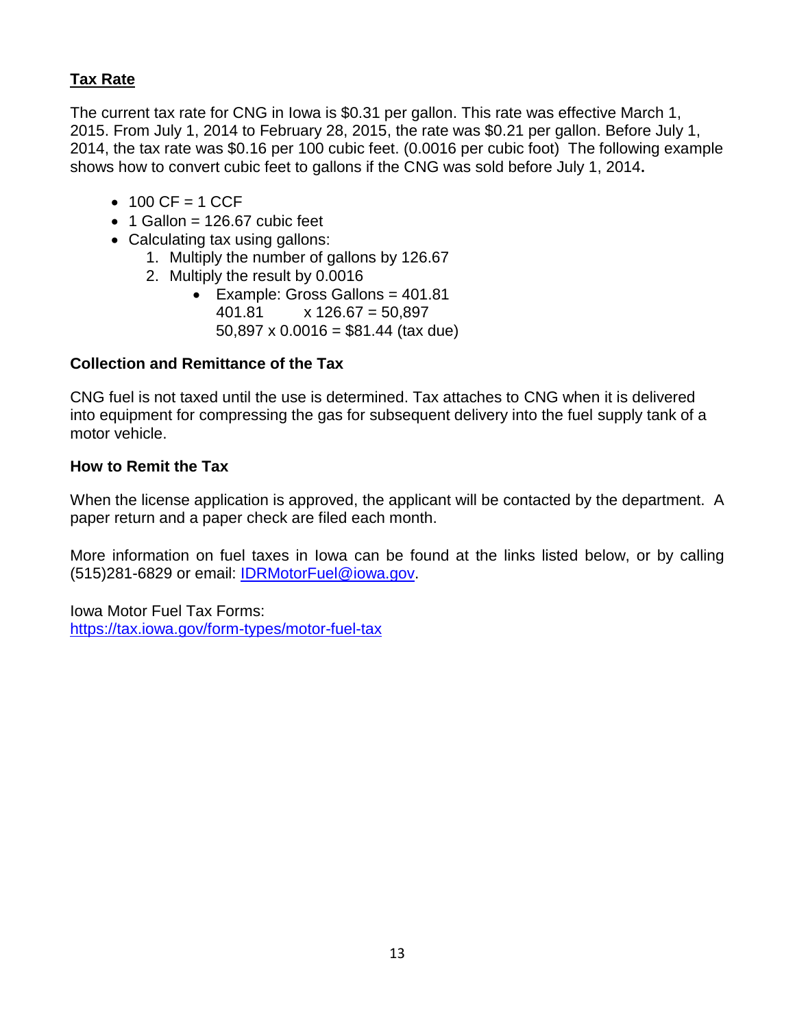## Tax Rate

The current tax rate for CNG in Iowa is $0.31 per gallon. This rate was effective March 1, 2015. From July 1, 2014 to February 28, 2015, the rate was $0.21 per gallon. Before July 1, 2014, the tax rate was $0.16 per 100 cubic feet. (0.0016 per cubic foot) The following example shows how to convert cubic feet to gallons if the CNG was sold before July 1, 2014**.**

- 100 CF = 1 CCF
- 1 Gallon = 126.67 cubic feet
- Calculating tax using gallons:
  1. Multiply the number of gallons by 126.67
  2. Multiply the result by 0.0016
     - Example: Gross Gallons = 401.81
       401.81 x 126.67 = 50,897
       50,897 x 0.0016 = $81.44 (tax due)

### Collection and Remittance of the Tax

CNG fuel is not taxed until the use is determined. Tax attaches to CNG when it is delivered into equipment for compressing the gas for subsequent delivery into the fuel supply tank of a motor vehicle.

### How to Remit the Tax

When the license application is approved, the applicant will be contacted by the department. A paper return and a paper check are filed each month.

More information on fuel taxes in Iowa can be found at the links listed below, or by calling (515)281-6829 or email: IDRMotorFuel@iowa.gov.

Iowa Motor Fuel Tax Forms:
https://tax.iowa.gov/form-types/motor-fuel-tax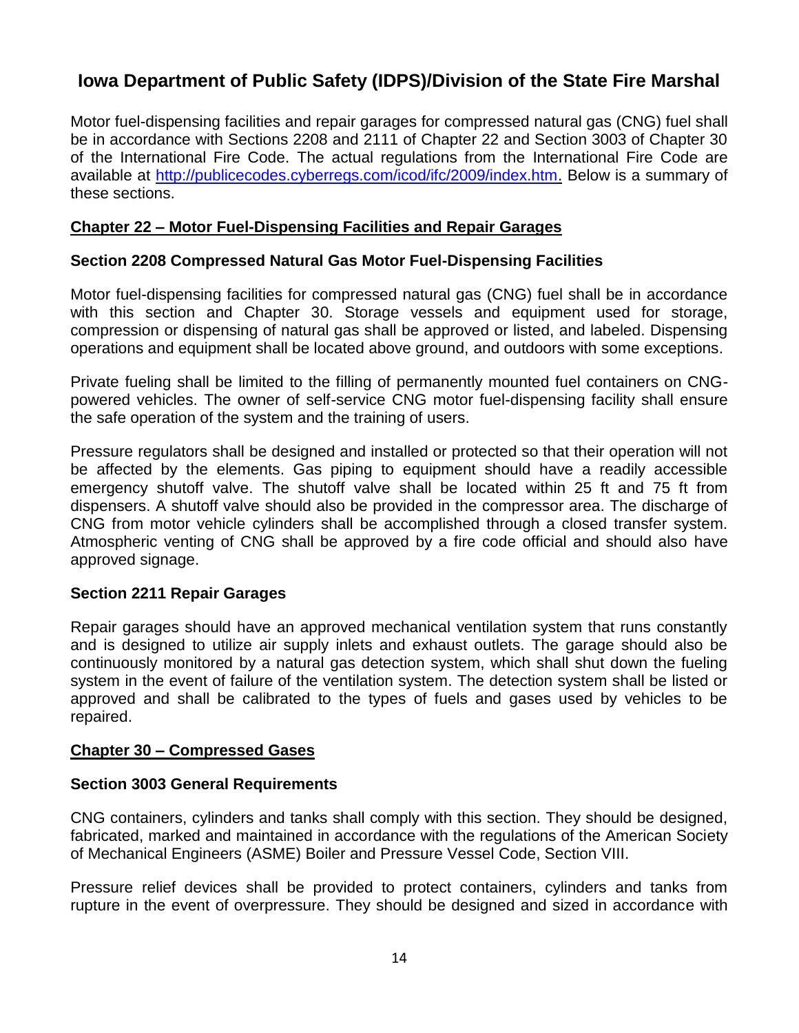# Iowa Department of Public Safety (IDPS)/Division of the State Fire Marshal

Motor fuel-dispensing facilities and repair garages for compressed natural gas (CNG) fuel shall be in accordance with Sections 2208 and 2111 of Chapter 22 and Section 3003 of Chapter 30 of the International Fire Code. The actual regulations from the International Fire Code are available at http://publicecodes.cyberregs.com/icod/ifc/2009/index.htm. Below is a summary of these sections.

## Chapter 22 – Motor Fuel-Dispensing Facilities and Repair Garages

### Section 2208 Compressed Natural Gas Motor Fuel-Dispensing Facilities

Motor fuel-dispensing facilities for compressed natural gas (CNG) fuel shall be in accordance with this section and Chapter 30. Storage vessels and equipment used for storage, compression or dispensing of natural gas shall be approved or listed, and labeled. Dispensing operations and equipment shall be located above ground, and outdoors with some exceptions.

Private fueling shall be limited to the filling of permanently mounted fuel containers on CNG-powered vehicles. The owner of self-service CNG motor fuel-dispensing facility shall ensure the safe operation of the system and the training of users.

Pressure regulators shall be designed and installed or protected so that their operation will not be affected by the elements. Gas piping to equipment should have a readily accessible emergency shutoff valve. The shutoff valve shall be located within 25 ft and 75 ft from dispensers. A shutoff valve should also be provided in the compressor area. The discharge of CNG from motor vehicle cylinders shall be accomplished through a closed transfer system. Atmospheric venting of CNG shall be approved by a fire code official and should also have approved signage.

### Section 2211 Repair Garages

Repair garages should have an approved mechanical ventilation system that runs constantly and is designed to utilize air supply inlets and exhaust outlets. The garage should also be continuously monitored by a natural gas detection system, which shall shut down the fueling system in the event of failure of the ventilation system. The detection system shall be listed or approved and shall be calibrated to the types of fuels and gases used by vehicles to be repaired.

## Chapter 30 – Compressed Gases

### Section 3003 General Requirements

CNG containers, cylinders and tanks shall comply with this section. They should be designed, fabricated, marked and maintained in accordance with the regulations of the American Society of Mechanical Engineers (ASME) Boiler and Pressure Vessel Code, Section VIII.

Pressure relief devices shall be provided to protect containers, cylinders and tanks from rupture in the event of overpressure. They should be designed and sized in accordance with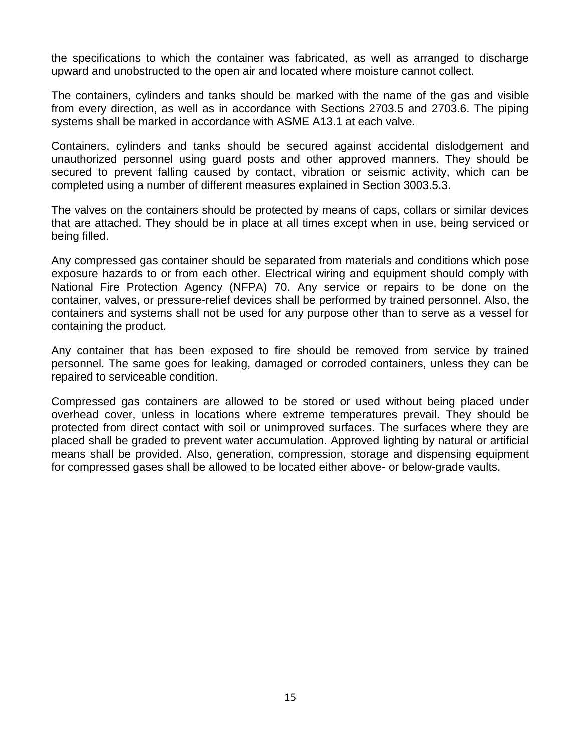the specifications to which the container was fabricated, as well as arranged to discharge upward and unobstructed to the open air and located where moisture cannot collect.

The containers, cylinders and tanks should be marked with the name of the gas and visible from every direction, as well as in accordance with Sections 2703.5 and 2703.6. The piping systems shall be marked in accordance with ASME A13.1 at each valve.

Containers, cylinders and tanks should be secured against accidental dislodgement and unauthorized personnel using guard posts and other approved manners. They should be secured to prevent falling caused by contact, vibration or seismic activity, which can be completed using a number of different measures explained in Section 3003.5.3.

The valves on the containers should be protected by means of caps, collars or similar devices that are attached. They should be in place at all times except when in use, being serviced or being filled.

Any compressed gas container should be separated from materials and conditions which pose exposure hazards to or from each other. Electrical wiring and equipment should comply with National Fire Protection Agency (NFPA) 70. Any service or repairs to be done on the container, valves, or pressure-relief devices shall be performed by trained personnel. Also, the containers and systems shall not be used for any purpose other than to serve as a vessel for containing the product.

Any container that has been exposed to fire should be removed from service by trained personnel. The same goes for leaking, damaged or corroded containers, unless they can be repaired to serviceable condition.

Compressed gas containers are allowed to be stored or used without being placed under overhead cover, unless in locations where extreme temperatures prevail. They should be protected from direct contact with soil or unimproved surfaces. The surfaces where they are placed shall be graded to prevent water accumulation. Approved lighting by natural or artificial means shall be provided. Also, generation, compression, storage and dispensing equipment for compressed gases shall be allowed to be located either above- or below-grade vaults.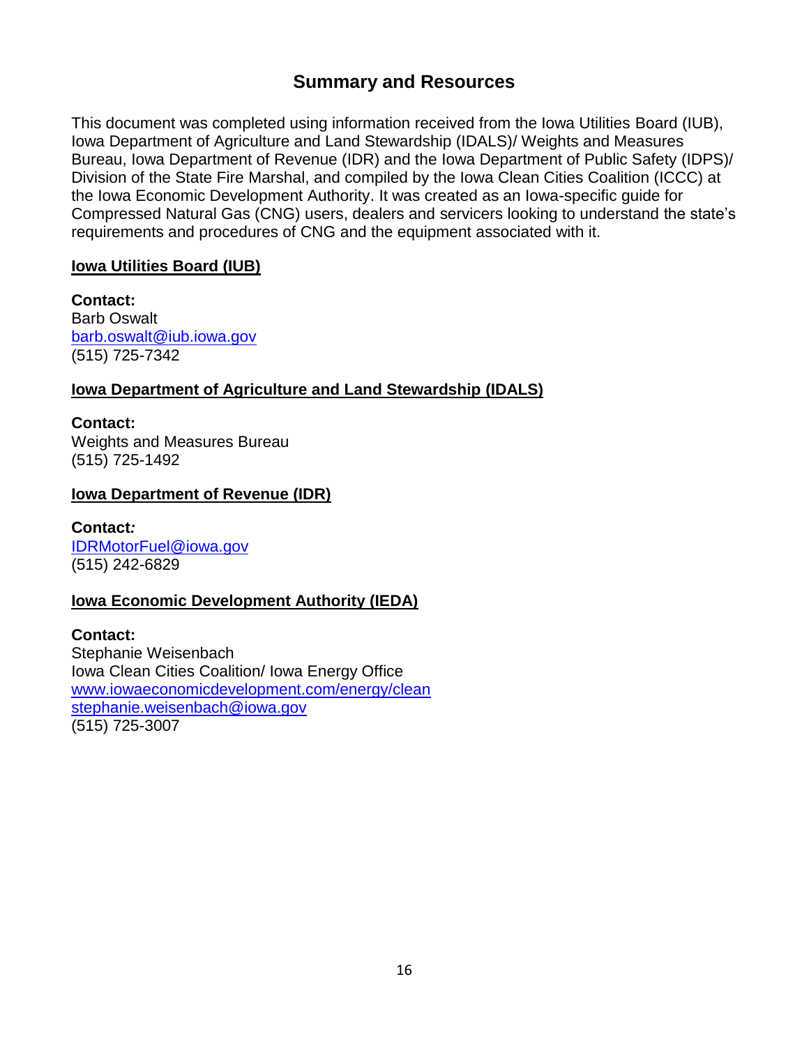# Summary and Resources

This document was completed using information received from the Iowa Utilities Board (IUB), Iowa Department of Agriculture and Land Stewardship (IDALS)/ Weights and Measures Bureau, Iowa Department of Revenue (IDR) and the Iowa Department of Public Safety (IDPS)/ Division of the State Fire Marshal, and compiled by the Iowa Clean Cities Coalition (ICCC) at the Iowa Economic Development Authority. It was created as an Iowa-specific guide for Compressed Natural Gas (CNG) users, dealers and servicers looking to understand the state's requirements and procedures of CNG and the equipment associated with it.

## Iowa Utilities Board (IUB)

**Contact:**
Barb Oswalt
barb.oswalt@iub.iowa.gov
(515) 725-7342

## Iowa Department of Agriculture and Land Stewardship (IDALS)

**Contact:**
Weights and Measures Bureau
(515) 725-1492

## Iowa Department of Revenue (IDR)

**Contact:**
IDRMotorFuel@iowa.gov
(515) 242-6829

## Iowa Economic Development Authority (IEDA)

**Contact:**
Stephanie Weisenbach
Iowa Clean Cities Coalition/ Iowa Energy Office
www.iowaeconomicdevelopment.com/energy/clean
stephanie.weisenbach@iowa.gov
(515) 725-3007